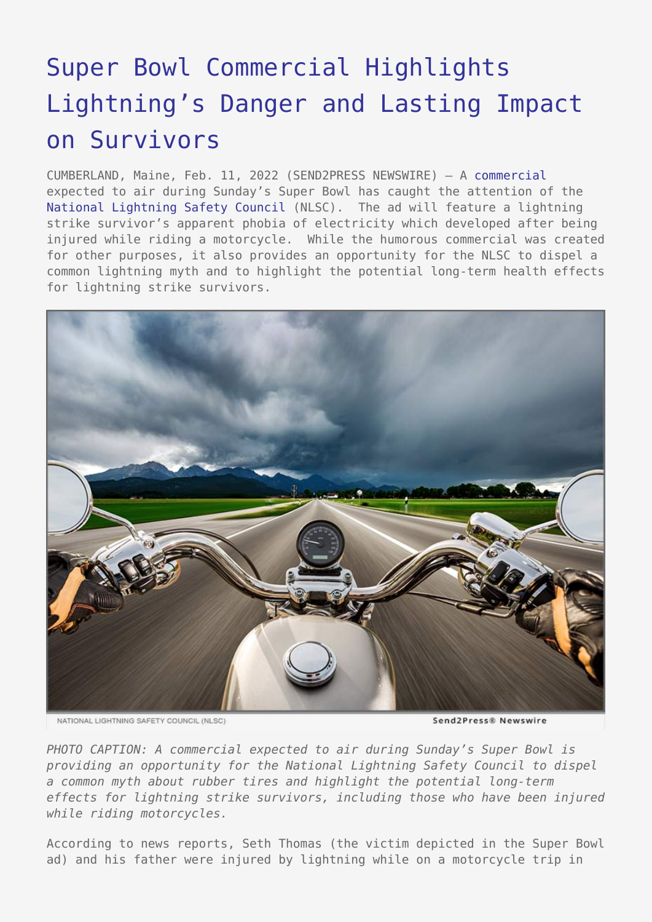# Super Bowl Commercial Highlights Lightning's Danger and Lasting Impact on Survivors

CUMBERLAND, Maine, Feb. 11, 2022 (SEND2PRESS NEWSWIRE) — A commercial expected to air during Sunday's Super Bowl has caught the attention of the National Lightning Safety Council (NLSC). The ad will feature a lightning strike survivor's apparent phobia of electricity which developed after being injured while riding a motorcycle. While the humorous commercial was created for other purposes, it also provides an opportunity for the NLSC to dispel a common lightning myth and to highlight the potential long-term health effects for lightning strike survivors.

*PHOTO CAPTION: A commercial expected to air during Sunday's Super Bowl is providing an opportunity for the National Lightning Safety Council to dispel a common myth about rubber tires and highlight the potential long-term effects for lightning strike survivors, including those who have been injured while riding motorcycles.*

According to news reports, Seth Thomas (the victim depicted in the Super Bowl ad) and his father were injured by lightning while on a motorcycle trip in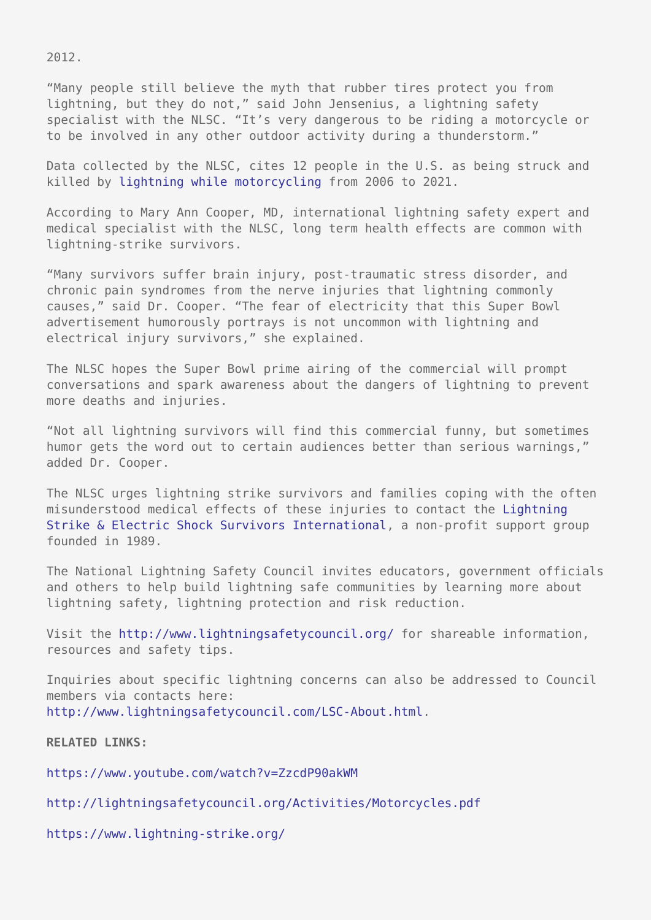2012.

"Many people still believe the myth that rubber tires protect you from lightning, but they do not," said John Jensenius, a lightning safety specialist with the NLSC. "It's very dangerous to be riding a motorcycle or to be involved in any other outdoor activity during a thunderstorm."

Data collected by the NLSC, cites 12 people in the U.S. as being struck and killed by lightning while motorcycling from 2006 to 2021.

According to Mary Ann Cooper, MD, international lightning safety expert and medical specialist with the NLSC, long term health effects are common with lightning-strike survivors.

"Many survivors suffer brain injury, post-traumatic stress disorder, and chronic pain syndromes from the nerve injuries that lightning commonly causes," said Dr. Cooper. "The fear of electricity that this Super Bowl advertisement humorously portrays is not uncommon with lightning and electrical injury survivors," she explained.

The NLSC hopes the Super Bowl prime airing of the commercial will prompt conversations and spark awareness about the dangers of lightning to prevent more deaths and injuries.

"Not all lightning survivors will find this commercial funny, but sometimes humor gets the word out to certain audiences better than serious warnings," added Dr. Cooper.

The NLSC urges lightning strike survivors and families coping with the often misunderstood medical effects of these injuries to contact the Lightning Strike & Electric Shock Survivors International, a non-profit support group founded in 1989.

The National Lightning Safety Council invites educators, government officials and others to help build lightning safe communities by learning more about lightning safety, lightning protection and risk reduction.

Visit the http://www.lightningsafetycouncil.org/ for shareable information, resources and safety tips.

Inquiries about specific lightning concerns can also be addressed to Council members via contacts here: http://www.lightningsafetycouncil.com/LSC-About.html.

**RELATED LINKS:**

https://www.youtube.com/watch?v=ZzcdP90akWM

http://lightningsafetycouncil.org/Activities/Motorcycles.pdf

https://www.lightning-strike.org/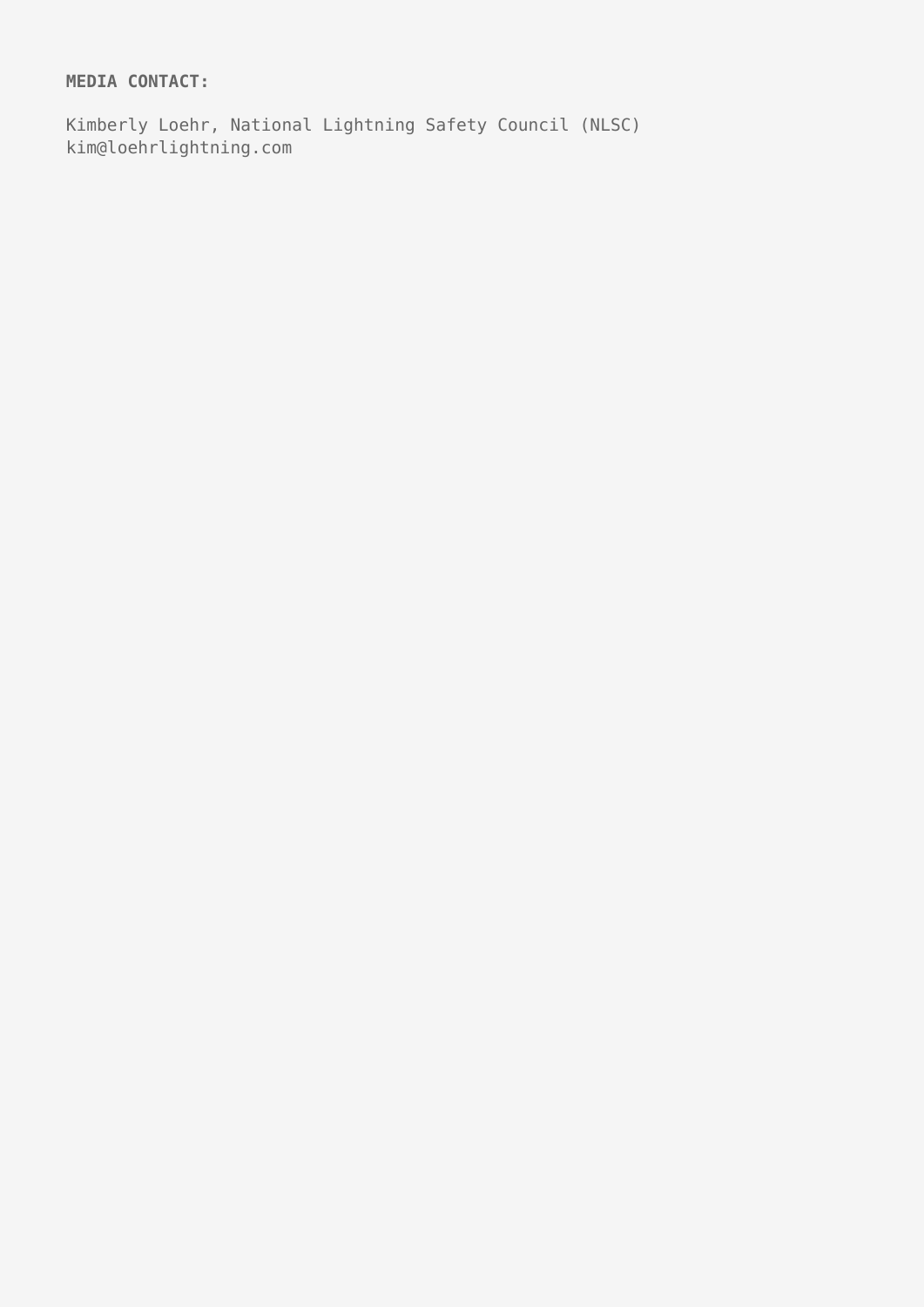**MEDIA CONTACT:**

Kimberly Loehr, National Lightning Safety Council (NLSC)
kim@loehrlightning.com